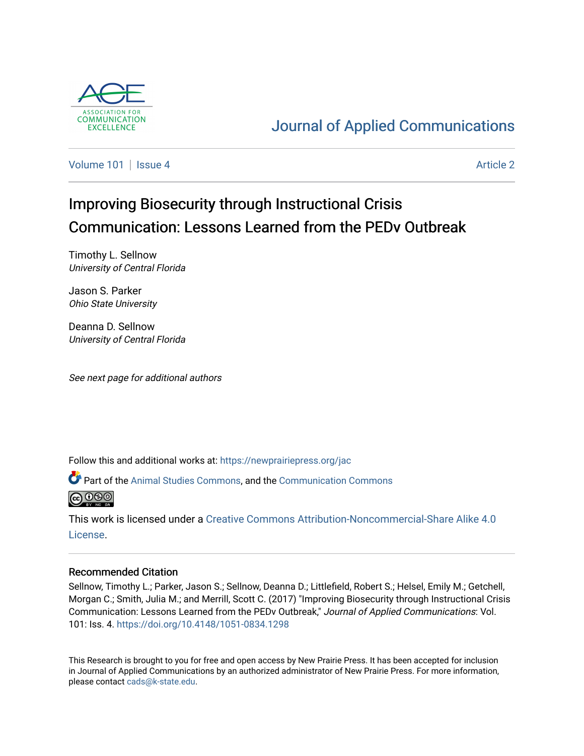Journal of Applied Communications

Volume 101 | Issue 4 | Article 2

# Improving Biosecurity through Instructional Crisis Communication: Lessons Learned from the PEDv Outbreak

Timothy L. Sellnow
*University of Central Florida*

Jason S. Parker
*Ohio State University*

Deanna D. Sellnow
*University of Central Florida*

*See next page for additional authors*

Follow this and additional works at: https://newprairiepress.org/jac

Part of the Animal Studies Commons, and the Communication Commons

This work is licensed under a Creative Commons Attribution-Noncommercial-Share Alike 4.0 License.

## Recommended Citation

Sellnow, Timothy L.; Parker, Jason S.; Sellnow, Deanna D.; Littlefield, Robert S.; Helsel, Emily M.; Getchell, Morgan C.; Smith, Julia M.; and Merrill, Scott C. (2017) "Improving Biosecurity through Instructional Crisis Communication: Lessons Learned from the PEDv Outbreak," *Journal of Applied Communications*: Vol. 101: Iss. 4. https://doi.org/10.4148/1051-0834.1298

This Research is brought to you for free and open access by New Prairie Press. It has been accepted for inclusion in Journal of Applied Communications by an authorized administrator of New Prairie Press. For more information, please contact cads@k-state.edu.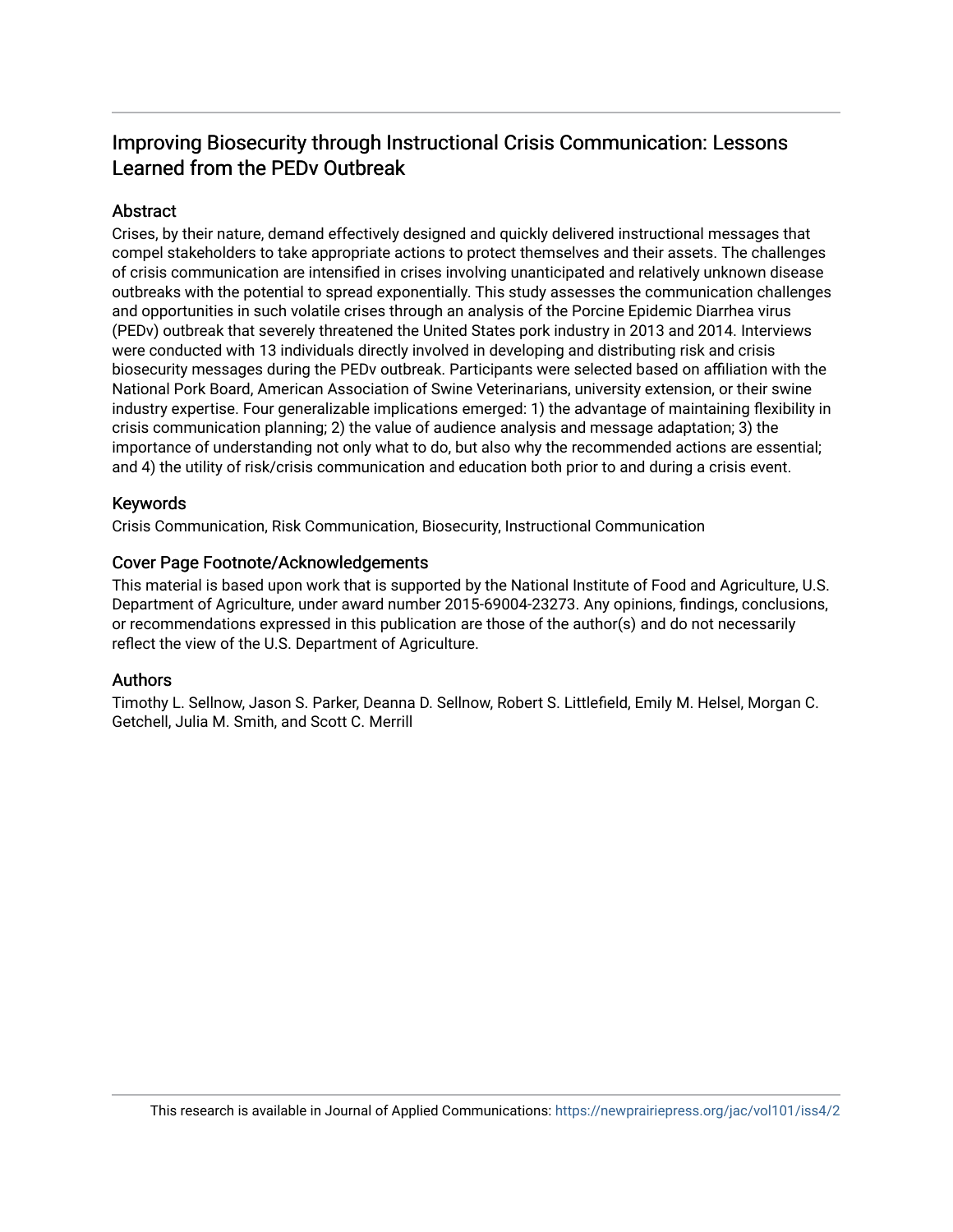# Improving Biosecurity through Instructional Crisis Communication: Lessons Learned from the PEDv Outbreak

## Abstract

Crises, by their nature, demand effectively designed and quickly delivered instructional messages that compel stakeholders to take appropriate actions to protect themselves and their assets. The challenges of crisis communication are intensified in crises involving unanticipated and relatively unknown disease outbreaks with the potential to spread exponentially. This study assesses the communication challenges and opportunities in such volatile crises through an analysis of the Porcine Epidemic Diarrhea virus (PEDv) outbreak that severely threatened the United States pork industry in 2013 and 2014. Interviews were conducted with 13 individuals directly involved in developing and distributing risk and crisis biosecurity messages during the PEDv outbreak. Participants were selected based on affiliation with the National Pork Board, American Association of Swine Veterinarians, university extension, or their swine industry expertise. Four generalizable implications emerged: 1) the advantage of maintaining flexibility in crisis communication planning; 2) the value of audience analysis and message adaptation; 3) the importance of understanding not only what to do, but also why the recommended actions are essential; and 4) the utility of risk/crisis communication and education both prior to and during a crisis event.

## Keywords

Crisis Communication, Risk Communication, Biosecurity, Instructional Communication

## Cover Page Footnote/Acknowledgements

This material is based upon work that is supported by the National Institute of Food and Agriculture, U.S. Department of Agriculture, under award number 2015-69004-23273. Any opinions, findings, conclusions, or recommendations expressed in this publication are those of the author(s) and do not necessarily reflect the view of the U.S. Department of Agriculture.

## Authors

Timothy L. Sellnow, Jason S. Parker, Deanna D. Sellnow, Robert S. Littlefield, Emily M. Helsel, Morgan C. Getchell, Julia M. Smith, and Scott C. Merrill

This research is available in Journal of Applied Communications: https://newprairiepress.org/jac/vol101/iss4/2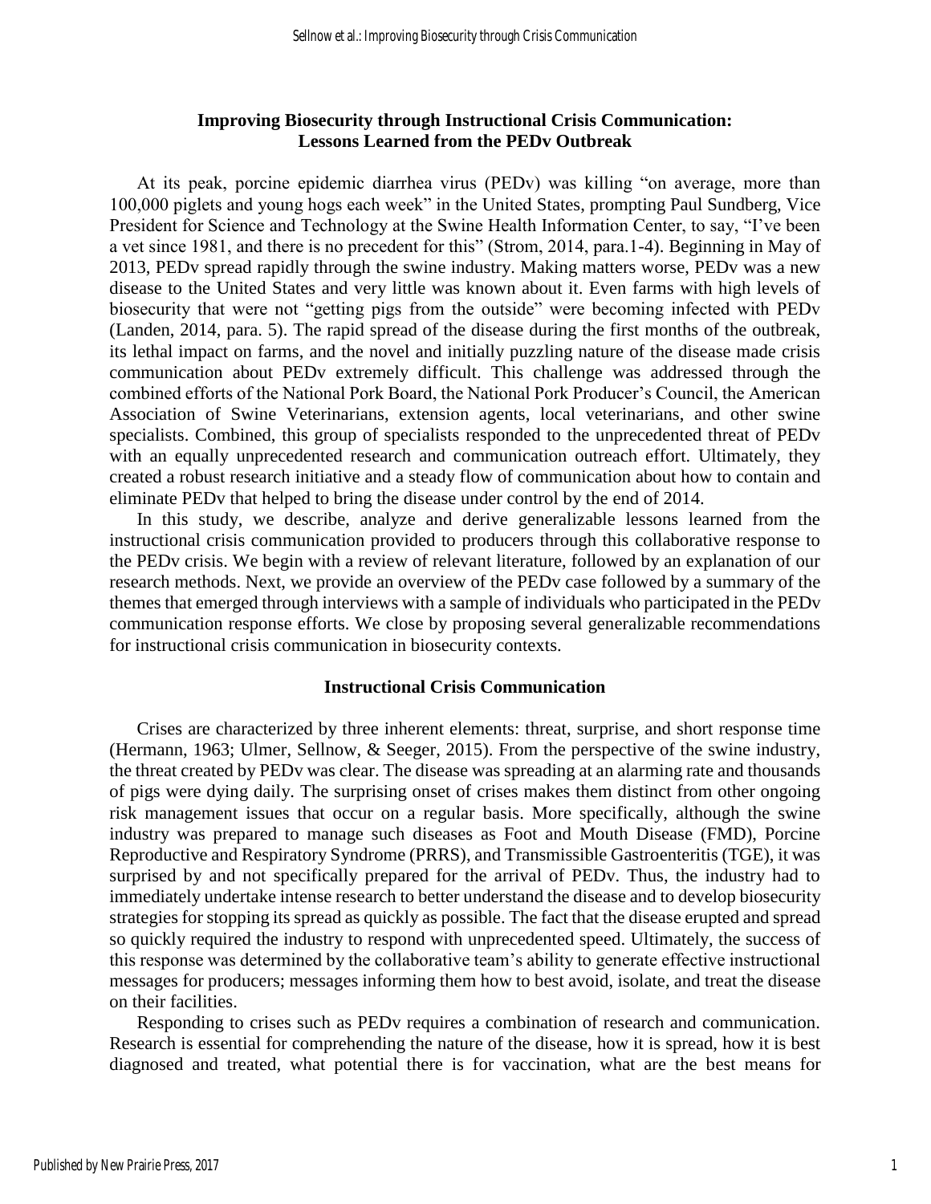## Improving Biosecurity through Instructional Crisis Communication: Lessons Learned from the PEDv Outbreak

At its peak, porcine epidemic diarrhea virus (PEDv) was killing "on average, more than 100,000 piglets and young hogs each week" in the United States, prompting Paul Sundberg, Vice President for Science and Technology at the Swine Health Information Center, to say, "I've been a vet since 1981, and there is no precedent for this" (Strom, 2014, para.1-4). Beginning in May of 2013, PEDv spread rapidly through the swine industry. Making matters worse, PEDv was a new disease to the United States and very little was known about it. Even farms with high levels of biosecurity that were not "getting pigs from the outside" were becoming infected with PEDv (Landen, 2014, para. 5). The rapid spread of the disease during the first months of the outbreak, its lethal impact on farms, and the novel and initially puzzling nature of the disease made crisis communication about PEDv extremely difficult. This challenge was addressed through the combined efforts of the National Pork Board, the National Pork Producer's Council, the American Association of Swine Veterinarians, extension agents, local veterinarians, and other swine specialists. Combined, this group of specialists responded to the unprecedented threat of PEDv with an equally unprecedented research and communication outreach effort. Ultimately, they created a robust research initiative and a steady flow of communication about how to contain and eliminate PEDv that helped to bring the disease under control by the end of 2014.

In this study, we describe, analyze and derive generalizable lessons learned from the instructional crisis communication provided to producers through this collaborative response to the PEDv crisis. We begin with a review of relevant literature, followed by an explanation of our research methods. Next, we provide an overview of the PEDv case followed by a summary of the themes that emerged through interviews with a sample of individuals who participated in the PEDv communication response efforts. We close by proposing several generalizable recommendations for instructional crisis communication in biosecurity contexts.

### Instructional Crisis Communication

Crises are characterized by three inherent elements: threat, surprise, and short response time (Hermann, 1963; Ulmer, Sellnow, & Seeger, 2015). From the perspective of the swine industry, the threat created by PEDv was clear. The disease was spreading at an alarming rate and thousands of pigs were dying daily. The surprising onset of crises makes them distinct from other ongoing risk management issues that occur on a regular basis. More specifically, although the swine industry was prepared to manage such diseases as Foot and Mouth Disease (FMD), Porcine Reproductive and Respiratory Syndrome (PRRS), and Transmissible Gastroenteritis (TGE), it was surprised by and not specifically prepared for the arrival of PEDv. Thus, the industry had to immediately undertake intense research to better understand the disease and to develop biosecurity strategies for stopping its spread as quickly as possible. The fact that the disease erupted and spread so quickly required the industry to respond with unprecedented speed. Ultimately, the success of this response was determined by the collaborative team's ability to generate effective instructional messages for producers; messages informing them how to best avoid, isolate, and treat the disease on their facilities.

Responding to crises such as PEDv requires a combination of research and communication. Research is essential for comprehending the nature of the disease, how it is spread, how it is best diagnosed and treated, what potential there is for vaccination, what are the best means for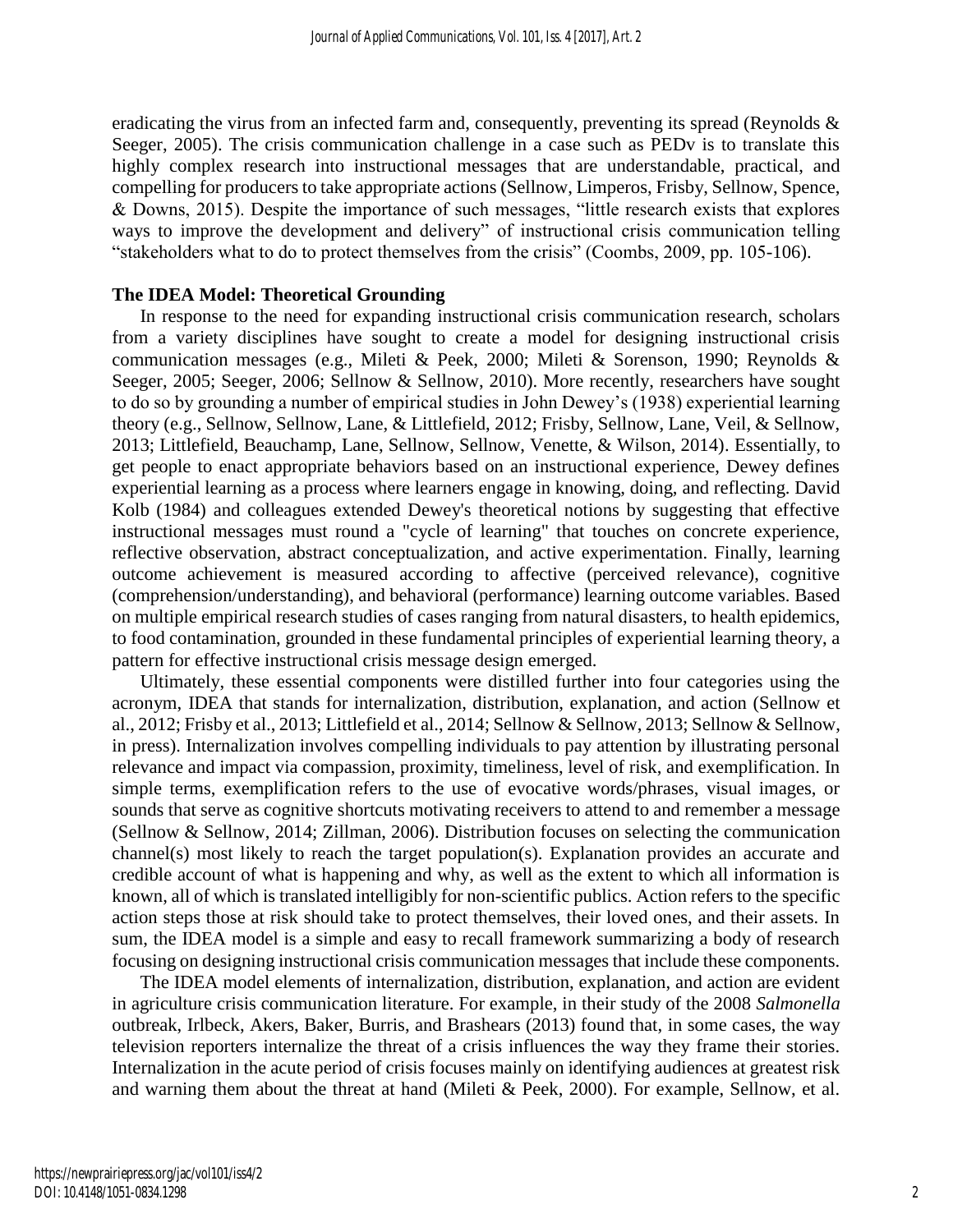eradicating the virus from an infected farm and, consequently, preventing its spread (Reynolds & Seeger, 2005). The crisis communication challenge in a case such as PEDv is to translate this highly complex research into instructional messages that are understandable, practical, and compelling for producers to take appropriate actions (Sellnow, Limperos, Frisby, Sellnow, Spence, & Downs, 2015). Despite the importance of such messages, "little research exists that explores ways to improve the development and delivery" of instructional crisis communication telling "stakeholders what to do to protect themselves from the crisis" (Coombs, 2009, pp. 105-106).

## The IDEA Model: Theoretical Grounding

In response to the need for expanding instructional crisis communication research, scholars from a variety disciplines have sought to create a model for designing instructional crisis communication messages (e.g., Mileti & Peek, 2000; Mileti & Sorenson, 1990; Reynolds & Seeger, 2005; Seeger, 2006; Sellnow & Sellnow, 2010). More recently, researchers have sought to do so by grounding a number of empirical studies in John Dewey's (1938) experiential learning theory (e.g., Sellnow, Sellnow, Lane, & Littlefield, 2012; Frisby, Sellnow, Lane, Veil, & Sellnow, 2013; Littlefield, Beauchamp, Lane, Sellnow, Sellnow, Venette, & Wilson, 2014). Essentially, to get people to enact appropriate behaviors based on an instructional experience, Dewey defines experiential learning as a process where learners engage in knowing, doing, and reflecting. David Kolb (1984) and colleagues extended Dewey's theoretical notions by suggesting that effective instructional messages must round a "cycle of learning" that touches on concrete experience, reflective observation, abstract conceptualization, and active experimentation. Finally, learning outcome achievement is measured according to affective (perceived relevance), cognitive (comprehension/understanding), and behavioral (performance) learning outcome variables. Based on multiple empirical research studies of cases ranging from natural disasters, to health epidemics, to food contamination, grounded in these fundamental principles of experiential learning theory, a pattern for effective instructional crisis message design emerged.

Ultimately, these essential components were distilled further into four categories using the acronym, IDEA that stands for internalization, distribution, explanation, and action (Sellnow et al., 2012; Frisby et al., 2013; Littlefield et al., 2014; Sellnow & Sellnow, 2013; Sellnow & Sellnow, in press). Internalization involves compelling individuals to pay attention by illustrating personal relevance and impact via compassion, proximity, timeliness, level of risk, and exemplification. In simple terms, exemplification refers to the use of evocative words/phrases, visual images, or sounds that serve as cognitive shortcuts motivating receivers to attend to and remember a message (Sellnow & Sellnow, 2014; Zillman, 2006). Distribution focuses on selecting the communication channel(s) most likely to reach the target population(s). Explanation provides an accurate and credible account of what is happening and why, as well as the extent to which all information is known, all of which is translated intelligibly for non-scientific publics. Action refers to the specific action steps those at risk should take to protect themselves, their loved ones, and their assets. In sum, the IDEA model is a simple and easy to recall framework summarizing a body of research focusing on designing instructional crisis communication messages that include these components.

The IDEA model elements of internalization, distribution, explanation, and action are evident in agriculture crisis communication literature. For example, in their study of the 2008 *Salmonella* outbreak, Irlbeck, Akers, Baker, Burris, and Brashears (2013) found that, in some cases, the way television reporters internalize the threat of a crisis influences the way they frame their stories. Internalization in the acute period of crisis focuses mainly on identifying audiences at greatest risk and warning them about the threat at hand (Mileti & Peek, 2000). For example, Sellnow, et al.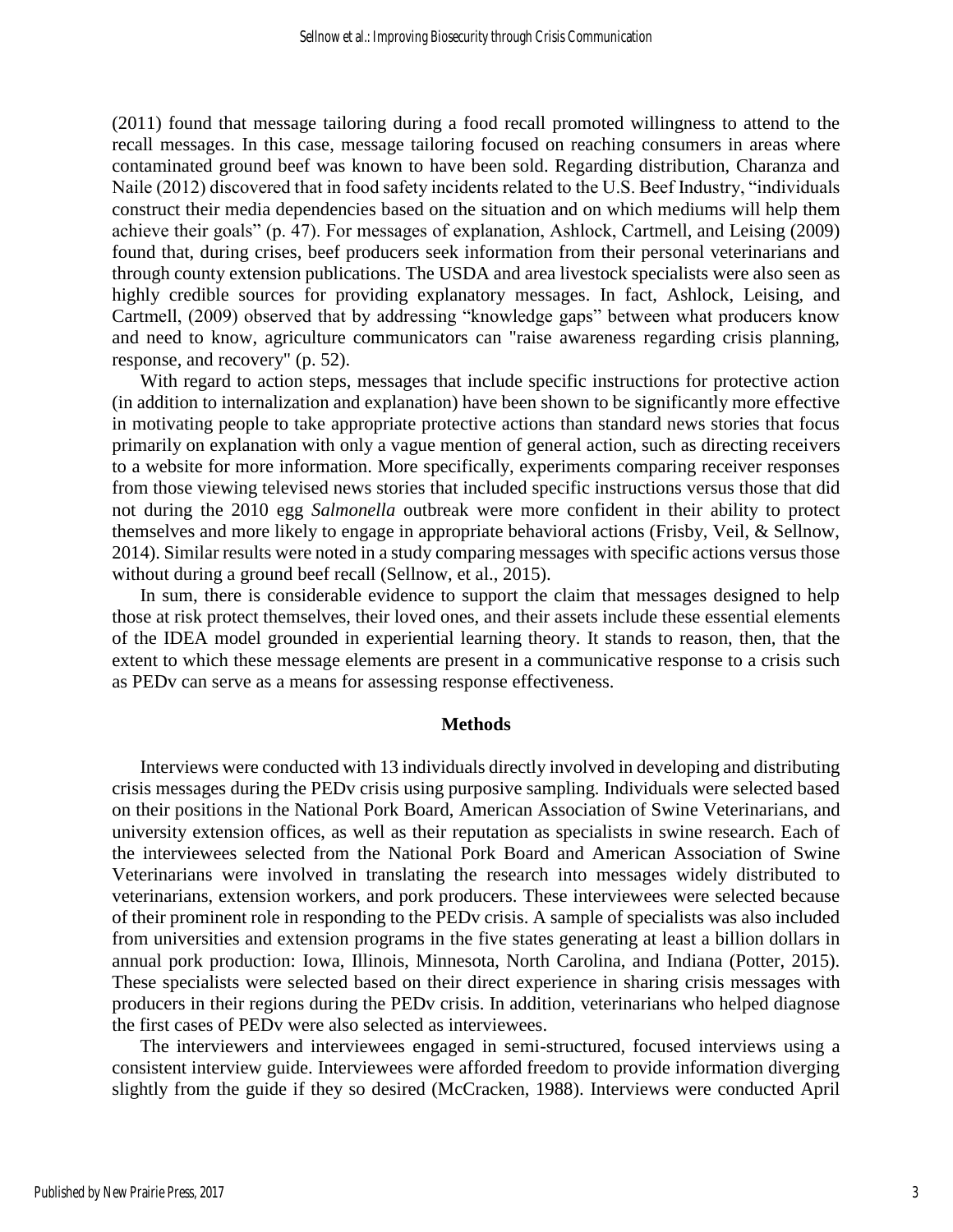(2011) found that message tailoring during a food recall promoted willingness to attend to the recall messages. In this case, message tailoring focused on reaching consumers in areas where contaminated ground beef was known to have been sold. Regarding distribution, Charanza and Naile (2012) discovered that in food safety incidents related to the U.S. Beef Industry, "individuals construct their media dependencies based on the situation and on which mediums will help them achieve their goals" (p. 47). For messages of explanation, Ashlock, Cartmell, and Leising (2009) found that, during crises, beef producers seek information from their personal veterinarians and through county extension publications. The USDA and area livestock specialists were also seen as highly credible sources for providing explanatory messages. In fact, Ashlock, Leising, and Cartmell, (2009) observed that by addressing "knowledge gaps" between what producers know and need to know, agriculture communicators can "raise awareness regarding crisis planning, response, and recovery" (p. 52).

With regard to action steps, messages that include specific instructions for protective action (in addition to internalization and explanation) have been shown to be significantly more effective in motivating people to take appropriate protective actions than standard news stories that focus primarily on explanation with only a vague mention of general action, such as directing receivers to a website for more information. More specifically, experiments comparing receiver responses from those viewing televised news stories that included specific instructions versus those that did not during the 2010 egg *Salmonella* outbreak were more confident in their ability to protect themselves and more likely to engage in appropriate behavioral actions (Frisby, Veil, & Sellnow, 2014). Similar results were noted in a study comparing messages with specific actions versus those without during a ground beef recall (Sellnow, et al., 2015).

In sum, there is considerable evidence to support the claim that messages designed to help those at risk protect themselves, their loved ones, and their assets include these essential elements of the IDEA model grounded in experiential learning theory. It stands to reason, then, that the extent to which these message elements are present in a communicative response to a crisis such as PEDv can serve as a means for assessing response effectiveness.

## Methods

Interviews were conducted with 13 individuals directly involved in developing and distributing crisis messages during the PEDv crisis using purposive sampling. Individuals were selected based on their positions in the National Pork Board, American Association of Swine Veterinarians, and university extension offices, as well as their reputation as specialists in swine research. Each of the interviewees selected from the National Pork Board and American Association of Swine Veterinarians were involved in translating the research into messages widely distributed to veterinarians, extension workers, and pork producers. These interviewees were selected because of their prominent role in responding to the PEDv crisis. A sample of specialists was also included from universities and extension programs in the five states generating at least a billion dollars in annual pork production: Iowa, Illinois, Minnesota, North Carolina, and Indiana (Potter, 2015). These specialists were selected based on their direct experience in sharing crisis messages with producers in their regions during the PEDv crisis. In addition, veterinarians who helped diagnose the first cases of PEDv were also selected as interviewees.

The interviewers and interviewees engaged in semi-structured, focused interviews using a consistent interview guide. Interviewees were afforded freedom to provide information diverging slightly from the guide if they so desired (McCracken, 1988). Interviews were conducted April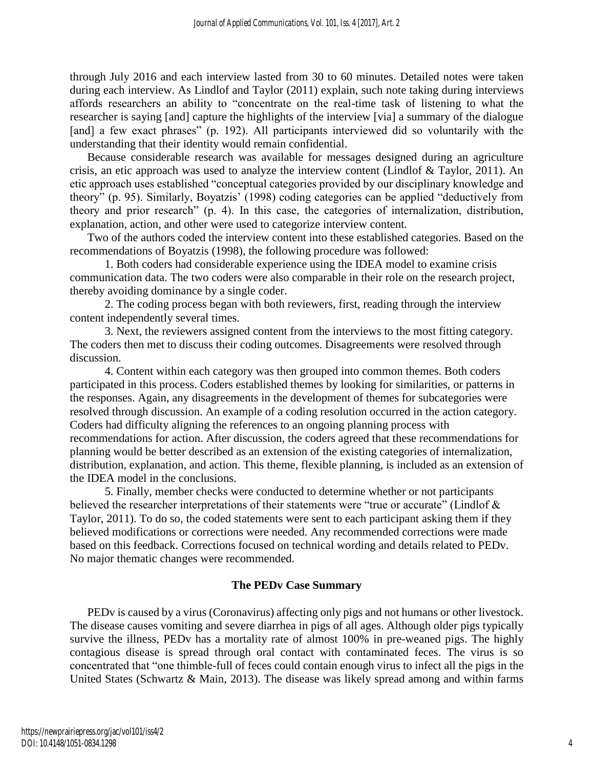through July 2016 and each interview lasted from 30 to 60 minutes. Detailed notes were taken during each interview. As Lindlof and Taylor (2011) explain, such note taking during interviews affords researchers an ability to "concentrate on the real-time task of listening to what the researcher is saying [and] capture the highlights of the interview [via] a summary of the dialogue [and] a few exact phrases" (p. 192). All participants interviewed did so voluntarily with the understanding that their identity would remain confidential.

Because considerable research was available for messages designed during an agriculture crisis, an etic approach was used to analyze the interview content (Lindlof & Taylor, 2011). An etic approach uses established "conceptual categories provided by our disciplinary knowledge and theory" (p. 95). Similarly, Boyatzis' (1998) coding categories can be applied "deductively from theory and prior research" (p. 4). In this case, the categories of internalization, distribution, explanation, action, and other were used to categorize interview content.

Two of the authors coded the interview content into these established categories. Based on the recommendations of Boyatzis (1998), the following procedure was followed:

1. Both coders had considerable experience using the IDEA model to examine crisis communication data. The two coders were also comparable in their role on the research project, thereby avoiding dominance by a single coder.

2. The coding process began with both reviewers, first, reading through the interview content independently several times.

3. Next, the reviewers assigned content from the interviews to the most fitting category. The coders then met to discuss their coding outcomes. Disagreements were resolved through discussion.

4. Content within each category was then grouped into common themes. Both coders participated in this process. Coders established themes by looking for similarities, or patterns in the responses. Again, any disagreements in the development of themes for subcategories were resolved through discussion. An example of a coding resolution occurred in the action category. Coders had difficulty aligning the references to an ongoing planning process with recommendations for action. After discussion, the coders agreed that these recommendations for planning would be better described as an extension of the existing categories of internalization, distribution, explanation, and action. This theme, flexible planning, is included as an extension of the IDEA model in the conclusions.

5. Finally, member checks were conducted to determine whether or not participants believed the researcher interpretations of their statements were "true or accurate" (Lindlof & Taylor, 2011). To do so, the coded statements were sent to each participant asking them if they believed modifications or corrections were needed. Any recommended corrections were made based on this feedback. Corrections focused on technical wording and details related to PEDv. No major thematic changes were recommended.

## The PEDv Case Summary

PEDv is caused by a virus (Coronavirus) affecting only pigs and not humans or other livestock. The disease causes vomiting and severe diarrhea in pigs of all ages. Although older pigs typically survive the illness, PEDv has a mortality rate of almost 100% in pre-weaned pigs. The highly contagious disease is spread through oral contact with contaminated feces. The virus is so concentrated that "one thimble-full of feces could contain enough virus to infect all the pigs in the United States (Schwartz & Main, 2013). The disease was likely spread among and within farms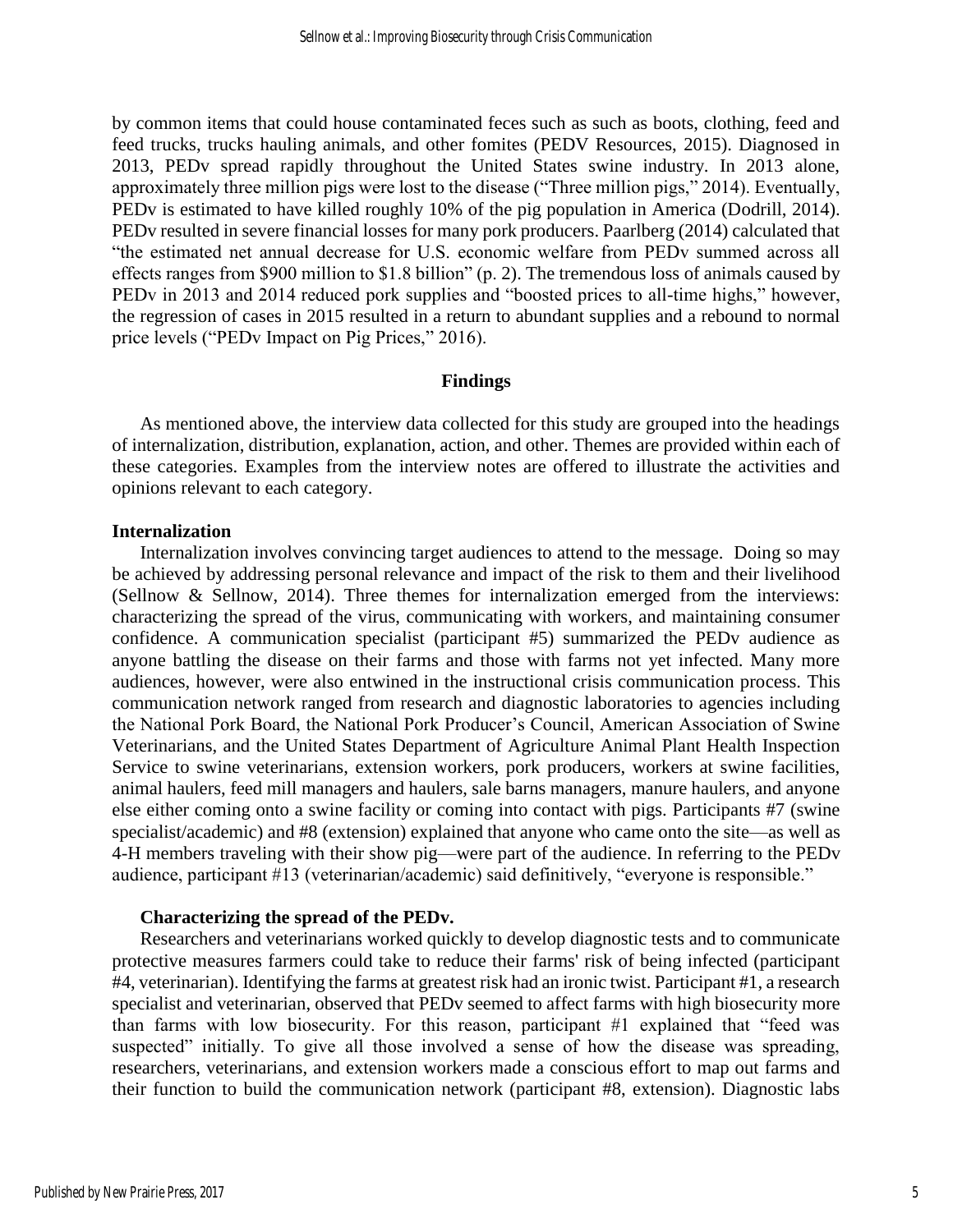by common items that could house contaminated feces such as such as boots, clothing, feed and feed trucks, trucks hauling animals, and other fomites (PEDV Resources, 2015). Diagnosed in 2013, PEDv spread rapidly throughout the United States swine industry. In 2013 alone, approximately three million pigs were lost to the disease ("Three million pigs," 2014). Eventually, PEDv is estimated to have killed roughly 10% of the pig population in America (Dodrill, 2014). PEDv resulted in severe financial losses for many pork producers. Paarlberg (2014) calculated that "the estimated net annual decrease for U.S. economic welfare from PEDv summed across all effects ranges from $900 million to $1.8 billion" (p. 2). The tremendous loss of animals caused by PEDv in 2013 and 2014 reduced pork supplies and "boosted prices to all-time highs," however, the regression of cases in 2015 resulted in a return to abundant supplies and a rebound to normal price levels ("PEDv Impact on Pig Prices," 2016).

## Findings

As mentioned above, the interview data collected for this study are grouped into the headings of internalization, distribution, explanation, action, and other. Themes are provided within each of these categories. Examples from the interview notes are offered to illustrate the activities and opinions relevant to each category.

### Internalization

Internalization involves convincing target audiences to attend to the message. Doing so may be achieved by addressing personal relevance and impact of the risk to them and their livelihood (Sellnow & Sellnow, 2014). Three themes for internalization emerged from the interviews: characterizing the spread of the virus, communicating with workers, and maintaining consumer confidence. A communication specialist (participant #5) summarized the PEDv audience as anyone battling the disease on their farms and those with farms not yet infected. Many more audiences, however, were also entwined in the instructional crisis communication process. This communication network ranged from research and diagnostic laboratories to agencies including the National Pork Board, the National Pork Producer's Council, American Association of Swine Veterinarians, and the United States Department of Agriculture Animal Plant Health Inspection Service to swine veterinarians, extension workers, pork producers, workers at swine facilities, animal haulers, feed mill managers and haulers, sale barns managers, manure haulers, and anyone else either coming onto a swine facility or coming into contact with pigs. Participants #7 (swine specialist/academic) and #8 (extension) explained that anyone who came onto the site—as well as 4-H members traveling with their show pig—were part of the audience. In referring to the PEDv audience, participant #13 (veterinarian/academic) said definitively, "everyone is responsible."

#### Characterizing the spread of the PEDv.

Researchers and veterinarians worked quickly to develop diagnostic tests and to communicate protective measures farmers could take to reduce their farms' risk of being infected (participant #4, veterinarian). Identifying the farms at greatest risk had an ironic twist. Participant #1, a research specialist and veterinarian, observed that PEDv seemed to affect farms with high biosecurity more than farms with low biosecurity. For this reason, participant #1 explained that "feed was suspected" initially. To give all those involved a sense of how the disease was spreading, researchers, veterinarians, and extension workers made a conscious effort to map out farms and their function to build the communication network (participant #8, extension). Diagnostic labs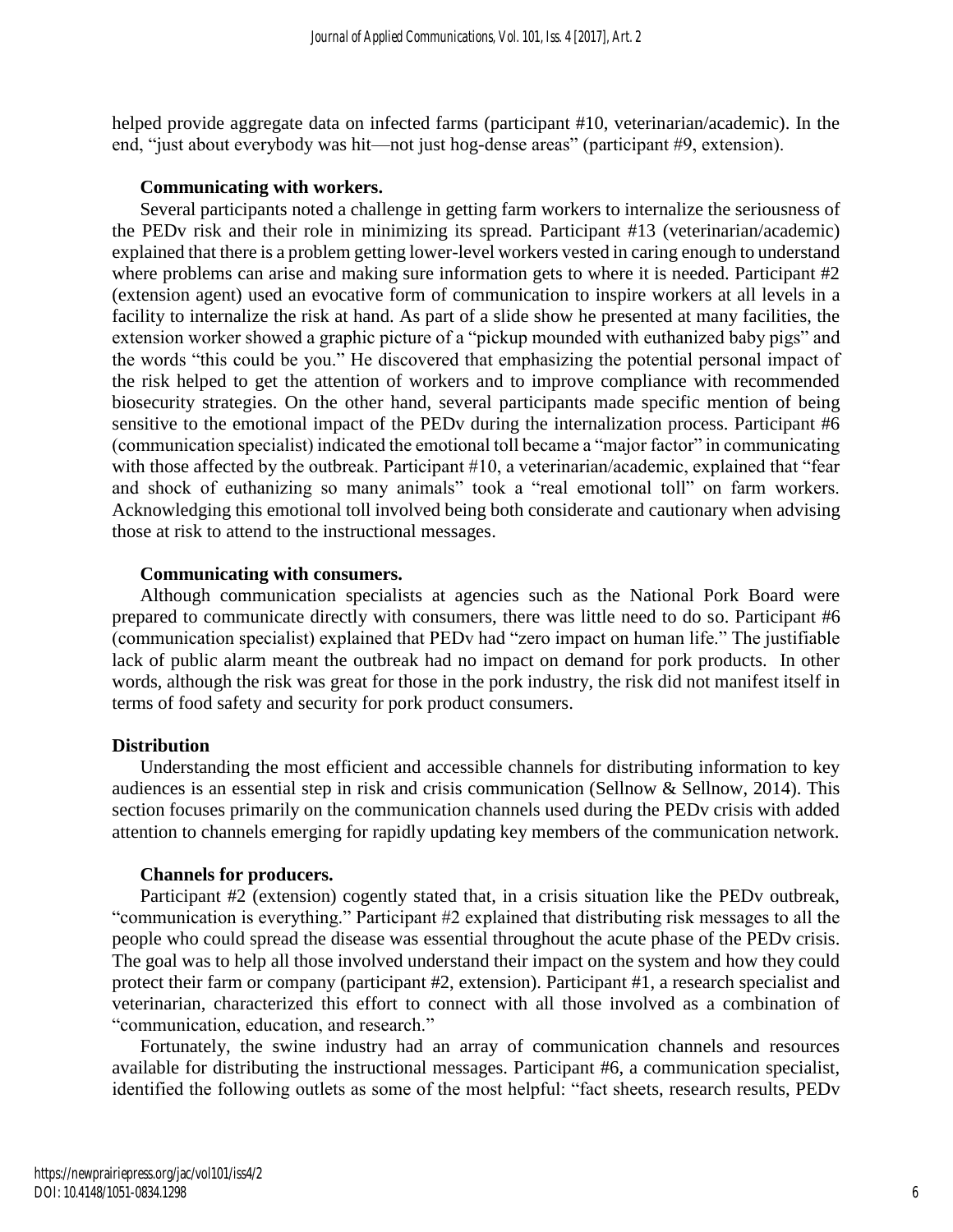helped provide aggregate data on infected farms (participant #10, veterinarian/academic). In the end, "just about everybody was hit—not just hog-dense areas" (participant #9, extension).

#### Communicating with workers.

Several participants noted a challenge in getting farm workers to internalize the seriousness of the PEDv risk and their role in minimizing its spread. Participant #13 (veterinarian/academic) explained that there is a problem getting lower-level workers vested in caring enough to understand where problems can arise and making sure information gets to where it is needed. Participant #2 (extension agent) used an evocative form of communication to inspire workers at all levels in a facility to internalize the risk at hand. As part of a slide show he presented at many facilities, the extension worker showed a graphic picture of a "pickup mounded with euthanized baby pigs" and the words "this could be you." He discovered that emphasizing the potential personal impact of the risk helped to get the attention of workers and to improve compliance with recommended biosecurity strategies. On the other hand, several participants made specific mention of being sensitive to the emotional impact of the PEDv during the internalization process. Participant #6 (communication specialist) indicated the emotional toll became a "major factor" in communicating with those affected by the outbreak. Participant #10, a veterinarian/academic, explained that "fear and shock of euthanizing so many animals" took a "real emotional toll" on farm workers. Acknowledging this emotional toll involved being both considerate and cautionary when advising those at risk to attend to the instructional messages.

#### Communicating with consumers.

Although communication specialists at agencies such as the National Pork Board were prepared to communicate directly with consumers, there was little need to do so. Participant #6 (communication specialist) explained that PEDv had "zero impact on human life." The justifiable lack of public alarm meant the outbreak had no impact on demand for pork products. In other words, although the risk was great for those in the pork industry, the risk did not manifest itself in terms of food safety and security for pork product consumers.

### Distribution

Understanding the most efficient and accessible channels for distributing information to key audiences is an essential step in risk and crisis communication (Sellnow & Sellnow, 2014). This section focuses primarily on the communication channels used during the PEDv crisis with added attention to channels emerging for rapidly updating key members of the communication network.

#### Channels for producers.

Participant #2 (extension) cogently stated that, in a crisis situation like the PEDv outbreak, "communication is everything." Participant #2 explained that distributing risk messages to all the people who could spread the disease was essential throughout the acute phase of the PEDv crisis. The goal was to help all those involved understand their impact on the system and how they could protect their farm or company (participant #2, extension). Participant #1, a research specialist and veterinarian, characterized this effort to connect with all those involved as a combination of "communication, education, and research."

Fortunately, the swine industry had an array of communication channels and resources available for distributing the instructional messages. Participant #6, a communication specialist, identified the following outlets as some of the most helpful: "fact sheets, research results, PEDv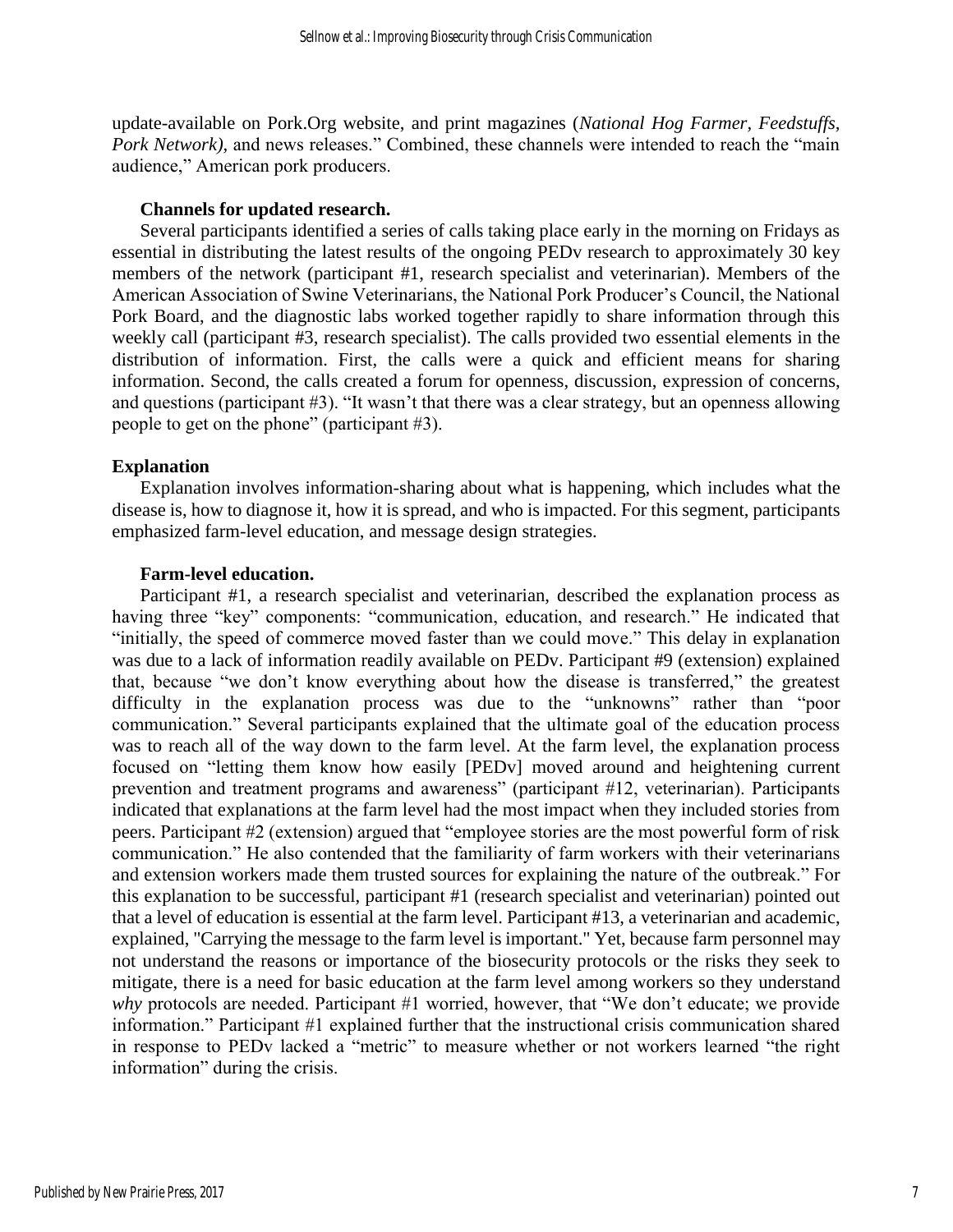update-available on Pork.Org website, and print magazines (*National Hog Farmer*, *Feedstuffs, Pork Network),* and news releases." Combined, these channels were intended to reach the "main audience," American pork producers.

#### Channels for updated research.

Several participants identified a series of calls taking place early in the morning on Fridays as essential in distributing the latest results of the ongoing PEDv research to approximately 30 key members of the network (participant #1, research specialist and veterinarian). Members of the American Association of Swine Veterinarians, the National Pork Producer's Council, the National Pork Board, and the diagnostic labs worked together rapidly to share information through this weekly call (participant #3, research specialist). The calls provided two essential elements in the distribution of information. First, the calls were a quick and efficient means for sharing information. Second, the calls created a forum for openness, discussion, expression of concerns, and questions (participant #3). "It wasn't that there was a clear strategy, but an openness allowing people to get on the phone" (participant #3).

### Explanation

Explanation involves information-sharing about what is happening, which includes what the disease is, how to diagnose it, how it is spread, and who is impacted. For this segment, participants emphasized farm-level education, and message design strategies.

#### Farm-level education.

Participant #1, a research specialist and veterinarian, described the explanation process as having three "key" components: "communication, education, and research." He indicated that "initially, the speed of commerce moved faster than we could move." This delay in explanation was due to a lack of information readily available on PEDv. Participant #9 (extension) explained that, because "we don't know everything about how the disease is transferred," the greatest difficulty in the explanation process was due to the "unknowns" rather than "poor communication." Several participants explained that the ultimate goal of the education process was to reach all of the way down to the farm level. At the farm level, the explanation process focused on "letting them know how easily [PEDv] moved around and heightening current prevention and treatment programs and awareness" (participant #12, veterinarian). Participants indicated that explanations at the farm level had the most impact when they included stories from peers. Participant #2 (extension) argued that "employee stories are the most powerful form of risk communication." He also contended that the familiarity of farm workers with their veterinarians and extension workers made them trusted sources for explaining the nature of the outbreak." For this explanation to be successful, participant #1 (research specialist and veterinarian) pointed out that a level of education is essential at the farm level. Participant #13, a veterinarian and academic, explained, "Carrying the message to the farm level is important." Yet, because farm personnel may not understand the reasons or importance of the biosecurity protocols or the risks they seek to mitigate, there is a need for basic education at the farm level among workers so they understand *why* protocols are needed. Participant #1 worried, however, that "We don't educate; we provide information." Participant #1 explained further that the instructional crisis communication shared in response to PEDv lacked a "metric" to measure whether or not workers learned "the right information" during the crisis.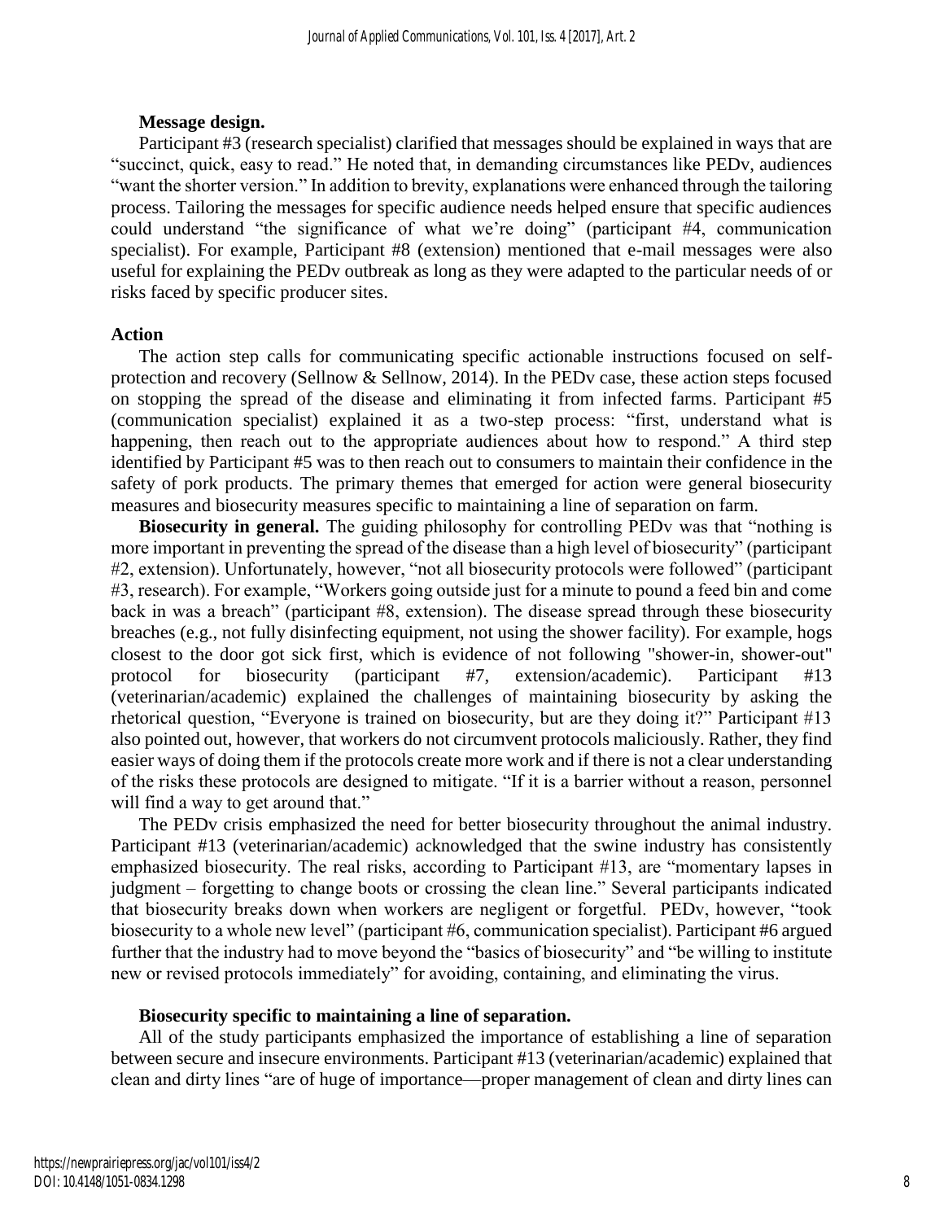**Message design.**

Participant #3 (research specialist) clarified that messages should be explained in ways that are "succinct, quick, easy to read." He noted that, in demanding circumstances like PEDv, audiences "want the shorter version." In addition to brevity, explanations were enhanced through the tailoring process. Tailoring the messages for specific audience needs helped ensure that specific audiences could understand "the significance of what we're doing" (participant #4, communication specialist). For example, Participant #8 (extension) mentioned that e-mail messages were also useful for explaining the PEDv outbreak as long as they were adapted to the particular needs of or risks faced by specific producer sites.

### Action

The action step calls for communicating specific actionable instructions focused on self-protection and recovery (Sellnow & Sellnow, 2014). In the PEDv case, these action steps focused on stopping the spread of the disease and eliminating it from infected farms. Participant #5 (communication specialist) explained it as a two-step process: "first, understand what is happening, then reach out to the appropriate audiences about how to respond." A third step identified by Participant #5 was to then reach out to consumers to maintain their confidence in the safety of pork products. The primary themes that emerged for action were general biosecurity measures and biosecurity measures specific to maintaining a line of separation on farm.

**Biosecurity in general.** The guiding philosophy for controlling PEDv was that "nothing is more important in preventing the spread of the disease than a high level of biosecurity" (participant #2, extension). Unfortunately, however, "not all biosecurity protocols were followed" (participant #3, research). For example, "Workers going outside just for a minute to pound a feed bin and come back in was a breach" (participant #8, extension). The disease spread through these biosecurity breaches (e.g., not fully disinfecting equipment, not using the shower facility). For example, hogs closest to the door got sick first, which is evidence of not following "shower-in, shower-out" protocol for biosecurity (participant #7, extension/academic). Participant #13 (veterinarian/academic) explained the challenges of maintaining biosecurity by asking the rhetorical question, "Everyone is trained on biosecurity, but are they doing it?" Participant #13 also pointed out, however, that workers do not circumvent protocols maliciously. Rather, they find easier ways of doing them if the protocols create more work and if there is not a clear understanding of the risks these protocols are designed to mitigate. "If it is a barrier without a reason, personnel will find a way to get around that."

The PEDv crisis emphasized the need for better biosecurity throughout the animal industry. Participant #13 (veterinarian/academic) acknowledged that the swine industry has consistently emphasized biosecurity. The real risks, according to Participant #13, are "momentary lapses in judgment – forgetting to change boots or crossing the clean line." Several participants indicated that biosecurity breaks down when workers are negligent or forgetful. PEDv, however, "took biosecurity to a whole new level" (participant #6, communication specialist). Participant #6 argued further that the industry had to move beyond the "basics of biosecurity" and "be willing to institute new or revised protocols immediately" for avoiding, containing, and eliminating the virus.

**Biosecurity specific to maintaining a line of separation.**

All of the study participants emphasized the importance of establishing a line of separation between secure and insecure environments. Participant #13 (veterinarian/academic) explained that clean and dirty lines "are of huge of importance—proper management of clean and dirty lines can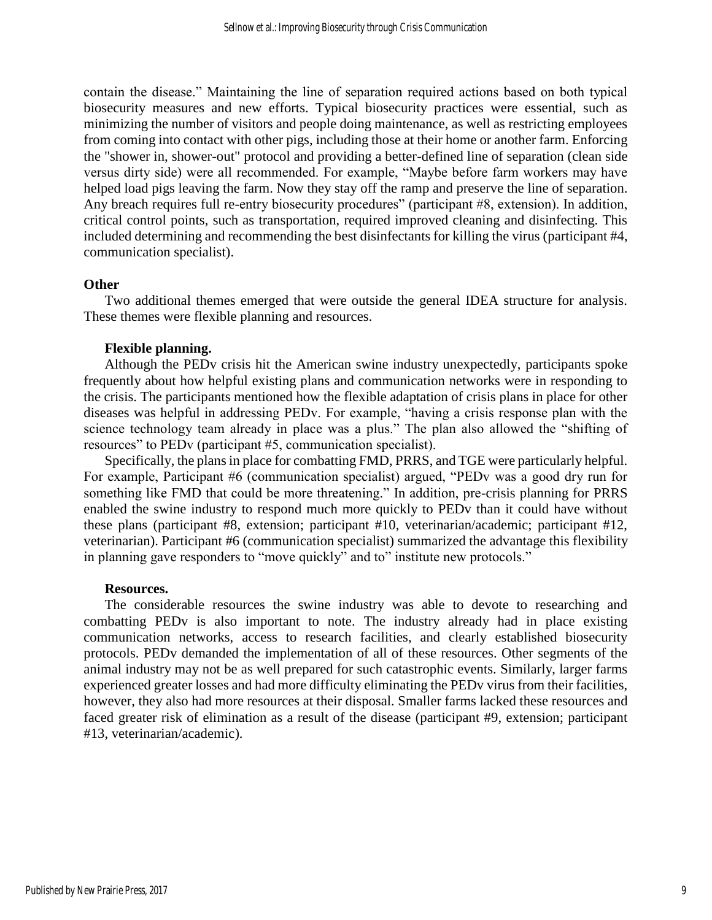contain the disease." Maintaining the line of separation required actions based on both typical biosecurity measures and new efforts. Typical biosecurity practices were essential, such as minimizing the number of visitors and people doing maintenance, as well as restricting employees from coming into contact with other pigs, including those at their home or another farm. Enforcing the "shower in, shower-out" protocol and providing a better-defined line of separation (clean side versus dirty side) were all recommended. For example, "Maybe before farm workers may have helped load pigs leaving the farm. Now they stay off the ramp and preserve the line of separation. Any breach requires full re-entry biosecurity procedures" (participant #8, extension). In addition, critical control points, such as transportation, required improved cleaning and disinfecting. This included determining and recommending the best disinfectants for killing the virus (participant #4, communication specialist).

## Other

Two additional themes emerged that were outside the general IDEA structure for analysis. These themes were flexible planning and resources.

### Flexible planning.

Although the PEDv crisis hit the American swine industry unexpectedly, participants spoke frequently about how helpful existing plans and communication networks were in responding to the crisis. The participants mentioned how the flexible adaptation of crisis plans in place for other diseases was helpful in addressing PEDv. For example, "having a crisis response plan with the science technology team already in place was a plus." The plan also allowed the "shifting of resources" to PEDv (participant #5, communication specialist).

Specifically, the plans in place for combatting FMD, PRRS, and TGE were particularly helpful. For example, Participant #6 (communication specialist) argued, "PEDv was a good dry run for something like FMD that could be more threatening." In addition, pre-crisis planning for PRRS enabled the swine industry to respond much more quickly to PEDv than it could have without these plans (participant #8, extension; participant #10, veterinarian/academic; participant #12, veterinarian). Participant #6 (communication specialist) summarized the advantage this flexibility in planning gave responders to "move quickly" and to" institute new protocols."

### Resources.

The considerable resources the swine industry was able to devote to researching and combatting PEDv is also important to note. The industry already had in place existing communication networks, access to research facilities, and clearly established biosecurity protocols. PEDv demanded the implementation of all of these resources. Other segments of the animal industry may not be as well prepared for such catastrophic events. Similarly, larger farms experienced greater losses and had more difficulty eliminating the PEDv virus from their facilities, however, they also had more resources at their disposal. Smaller farms lacked these resources and faced greater risk of elimination as a result of the disease (participant #9, extension; participant #13, veterinarian/academic).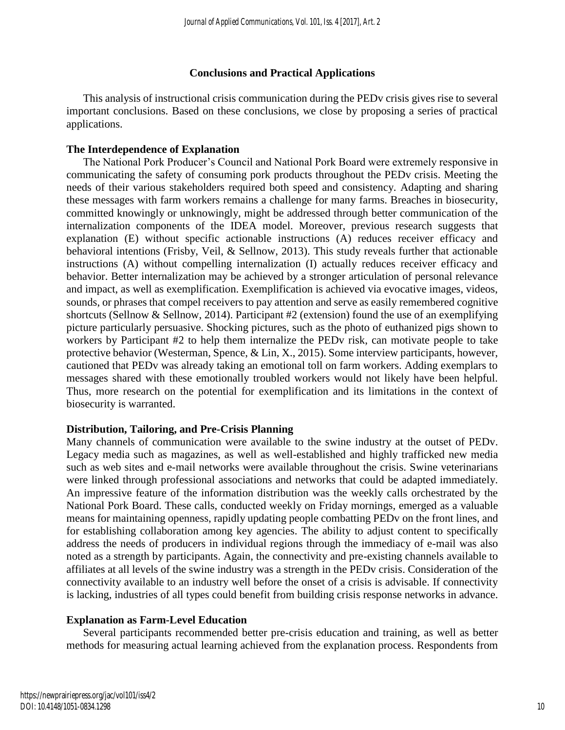## Conclusions and Practical Applications

This analysis of instructional crisis communication during the PEDv crisis gives rise to several important conclusions. Based on these conclusions, we close by proposing a series of practical applications.

### The Interdependence of Explanation

The National Pork Producer's Council and National Pork Board were extremely responsive in communicating the safety of consuming pork products throughout the PEDv crisis. Meeting the needs of their various stakeholders required both speed and consistency. Adapting and sharing these messages with farm workers remains a challenge for many farms. Breaches in biosecurity, committed knowingly or unknowingly, might be addressed through better communication of the internalization components of the IDEA model. Moreover, previous research suggests that explanation (E) without specific actionable instructions (A) reduces receiver efficacy and behavioral intentions (Frisby, Veil, & Sellnow, 2013). This study reveals further that actionable instructions (A) without compelling internalization (I) actually reduces receiver efficacy and behavior. Better internalization may be achieved by a stronger articulation of personal relevance and impact, as well as exemplification. Exemplification is achieved via evocative images, videos, sounds, or phrases that compel receivers to pay attention and serve as easily remembered cognitive shortcuts (Sellnow & Sellnow, 2014). Participant #2 (extension) found the use of an exemplifying picture particularly persuasive. Shocking pictures, such as the photo of euthanized pigs shown to workers by Participant #2 to help them internalize the PEDv risk, can motivate people to take protective behavior (Westerman, Spence, & Lin, X., 2015). Some interview participants, however, cautioned that PEDv was already taking an emotional toll on farm workers. Adding exemplars to messages shared with these emotionally troubled workers would not likely have been helpful. Thus, more research on the potential for exemplification and its limitations in the context of biosecurity is warranted.

### Distribution, Tailoring, and Pre-Crisis Planning

Many channels of communication were available to the swine industry at the outset of PEDv. Legacy media such as magazines, as well as well-established and highly trafficked new media such as web sites and e-mail networks were available throughout the crisis. Swine veterinarians were linked through professional associations and networks that could be adapted immediately. An impressive feature of the information distribution was the weekly calls orchestrated by the National Pork Board. These calls, conducted weekly on Friday mornings, emerged as a valuable means for maintaining openness, rapidly updating people combatting PEDv on the front lines, and for establishing collaboration among key agencies. The ability to adjust content to specifically address the needs of producers in individual regions through the immediacy of e-mail was also noted as a strength by participants. Again, the connectivity and pre-existing channels available to affiliates at all levels of the swine industry was a strength in the PEDv crisis. Consideration of the connectivity available to an industry well before the onset of a crisis is advisable. If connectivity is lacking, industries of all types could benefit from building crisis response networks in advance.

### Explanation as Farm-Level Education

Several participants recommended better pre-crisis education and training, as well as better methods for measuring actual learning achieved from the explanation process. Respondents from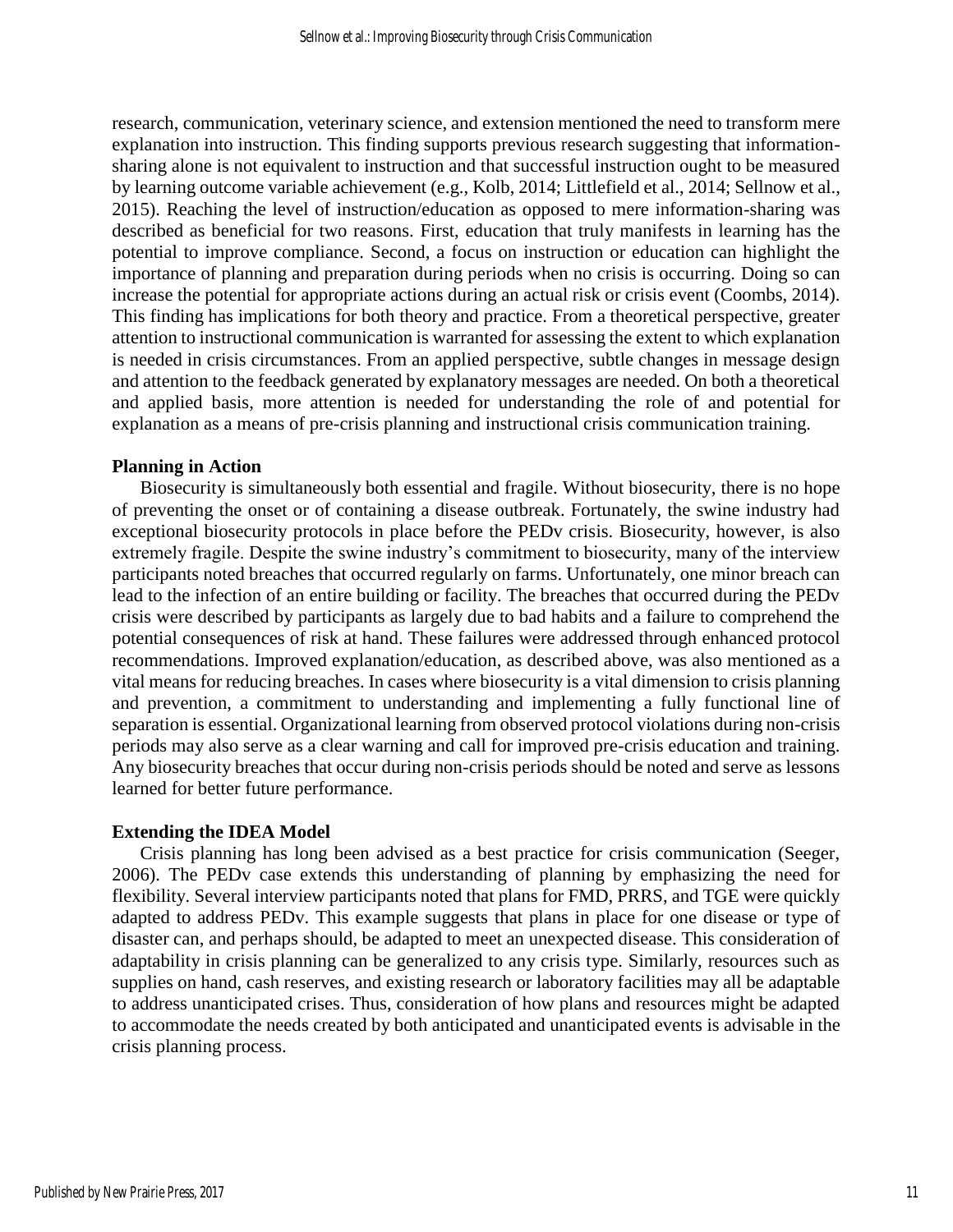research, communication, veterinary science, and extension mentioned the need to transform mere explanation into instruction. This finding supports previous research suggesting that information-sharing alone is not equivalent to instruction and that successful instruction ought to be measured by learning outcome variable achievement (e.g., Kolb, 2014; Littlefield et al., 2014; Sellnow et al., 2015). Reaching the level of instruction/education as opposed to mere information-sharing was described as beneficial for two reasons. First, education that truly manifests in learning has the potential to improve compliance. Second, a focus on instruction or education can highlight the importance of planning and preparation during periods when no crisis is occurring. Doing so can increase the potential for appropriate actions during an actual risk or crisis event (Coombs, 2014). This finding has implications for both theory and practice. From a theoretical perspective, greater attention to instructional communication is warranted for assessing the extent to which explanation is needed in crisis circumstances. From an applied perspective, subtle changes in message design and attention to the feedback generated by explanatory messages are needed. On both a theoretical and applied basis, more attention is needed for understanding the role of and potential for explanation as a means of pre-crisis planning and instructional crisis communication training.

### Planning in Action

Biosecurity is simultaneously both essential and fragile. Without biosecurity, there is no hope of preventing the onset or of containing a disease outbreak. Fortunately, the swine industry had exceptional biosecurity protocols in place before the PEDv crisis. Biosecurity, however, is also extremely fragile. Despite the swine industry's commitment to biosecurity, many of the interview participants noted breaches that occurred regularly on farms. Unfortunately, one minor breach can lead to the infection of an entire building or facility. The breaches that occurred during the PEDv crisis were described by participants as largely due to bad habits and a failure to comprehend the potential consequences of risk at hand. These failures were addressed through enhanced protocol recommendations. Improved explanation/education, as described above, was also mentioned as a vital means for reducing breaches. In cases where biosecurity is a vital dimension to crisis planning and prevention, a commitment to understanding and implementing a fully functional line of separation is essential. Organizational learning from observed protocol violations during non-crisis periods may also serve as a clear warning and call for improved pre-crisis education and training. Any biosecurity breaches that occur during non-crisis periods should be noted and serve as lessons learned for better future performance.

### Extending the IDEA Model

Crisis planning has long been advised as a best practice for crisis communication (Seeger, 2006). The PEDv case extends this understanding of planning by emphasizing the need for flexibility. Several interview participants noted that plans for FMD, PRRS, and TGE were quickly adapted to address PEDv. This example suggests that plans in place for one disease or type of disaster can, and perhaps should, be adapted to meet an unexpected disease. This consideration of adaptability in crisis planning can be generalized to any crisis type. Similarly, resources such as supplies on hand, cash reserves, and existing research or laboratory facilities may all be adaptable to address unanticipated crises. Thus, consideration of how plans and resources might be adapted to accommodate the needs created by both anticipated and unanticipated events is advisable in the crisis planning process.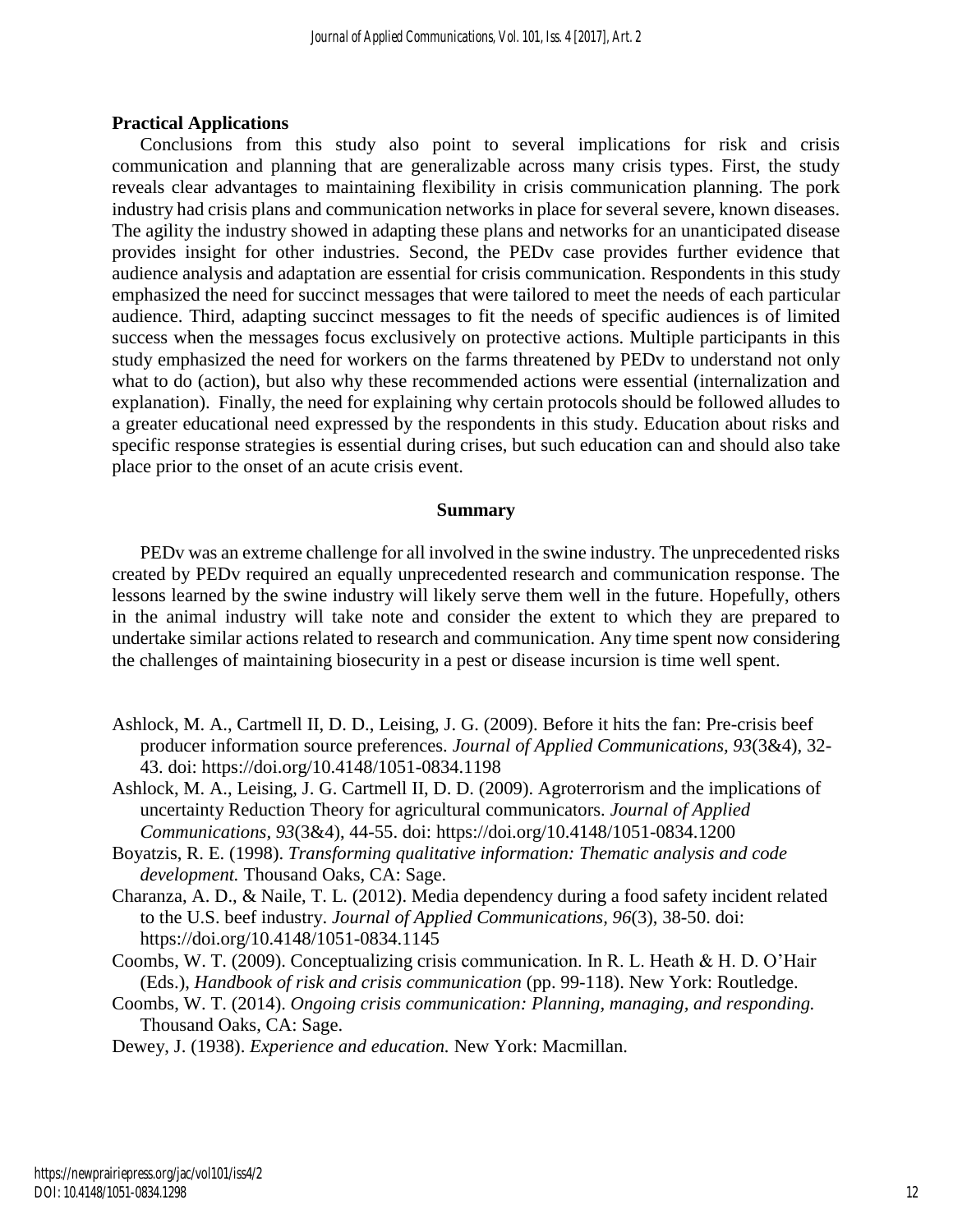## Practical Applications

Conclusions from this study also point to several implications for risk and crisis communication and planning that are generalizable across many crisis types. First, the study reveals clear advantages to maintaining flexibility in crisis communication planning. The pork industry had crisis plans and communication networks in place for several severe, known diseases. The agility the industry showed in adapting these plans and networks for an unanticipated disease provides insight for other industries. Second, the PEDv case provides further evidence that audience analysis and adaptation are essential for crisis communication. Respondents in this study emphasized the need for succinct messages that were tailored to meet the needs of each particular audience. Third, adapting succinct messages to fit the needs of specific audiences is of limited success when the messages focus exclusively on protective actions. Multiple participants in this study emphasized the need for workers on the farms threatened by PEDv to understand not only what to do (action), but also why these recommended actions were essential (internalization and explanation). Finally, the need for explaining why certain protocols should be followed alludes to a greater educational need expressed by the respondents in this study. Education about risks and specific response strategies is essential during crises, but such education can and should also take place prior to the onset of an acute crisis event.

## Summary

PEDv was an extreme challenge for all involved in the swine industry. The unprecedented risks created by PEDv required an equally unprecedented research and communication response. The lessons learned by the swine industry will likely serve them well in the future. Hopefully, others in the animal industry will take note and consider the extent to which they are prepared to undertake similar actions related to research and communication. Any time spent now considering the challenges of maintaining biosecurity in a pest or disease incursion is time well spent.

Ashlock, M. A., Cartmell II, D. D., Leising, J. G. (2009). Before it hits the fan: Pre-crisis beef producer information source preferences. *Journal of Applied Communications, 93*(3&4), 32-43. doi: https://doi.org/10.4148/1051-0834.1198

Ashlock, M. A., Leising, J. G. Cartmell II, D. D. (2009). Agroterrorism and the implications of uncertainty Reduction Theory for agricultural communicators. *Journal of Applied Communications*, *93*(3&4), 44-55. doi: https://doi.org/10.4148/1051-0834.1200

Boyatzis, R. E. (1998). *Transforming qualitative information: Thematic analysis and code development.* Thousand Oaks, CA: Sage.

Charanza, A. D., & Naile, T. L. (2012). Media dependency during a food safety incident related to the U.S. beef industry. *Journal of Applied Communications, 96*(3), 38-50. doi: https://doi.org/10.4148/1051-0834.1145

Coombs, W. T. (2009). Conceptualizing crisis communication. In R. L. Heath & H. D. O'Hair (Eds.), *Handbook of risk and crisis communication* (pp. 99-118). New York: Routledge.

Coombs, W. T. (2014). *Ongoing crisis communication: Planning, managing, and responding.* Thousand Oaks, CA: Sage.

Dewey, J. (1938). *Experience and education.* New York: Macmillan.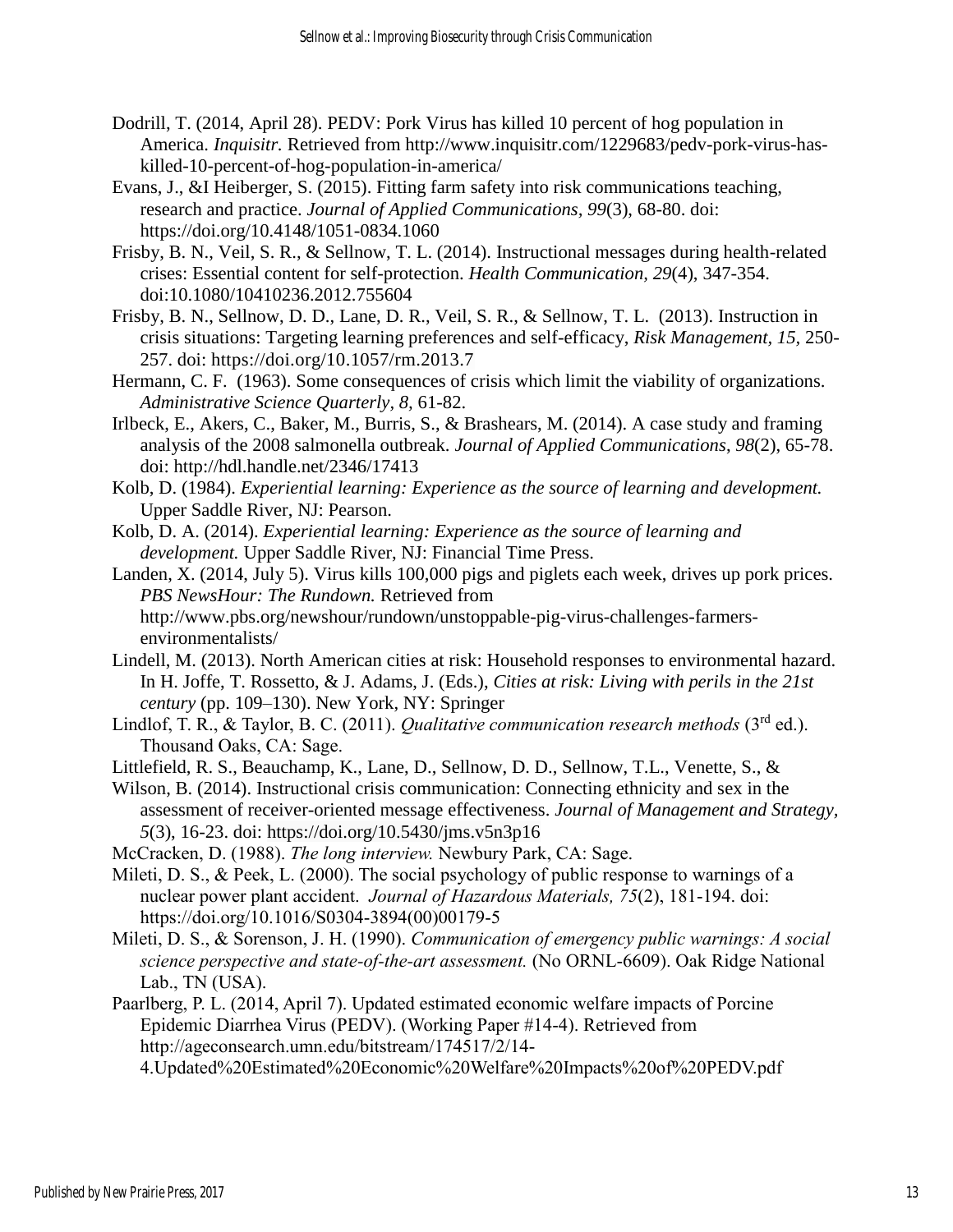Dodrill, T. (2014, April 28). PEDV: Pork Virus has killed 10 percent of hog population in America. *Inquisitr.* Retrieved from http://www.inquisitr.com/1229683/pedv-pork-virus-has-killed-10-percent-of-hog-population-in-america/

Evans, J., &I Heiberger, S. (2015). Fitting farm safety into risk communications teaching, research and practice. *Journal of Applied Communications, 99*(3), 68-80. doi: https://doi.org/10.4148/1051-0834.1060

Frisby, B. N., Veil, S. R., & Sellnow, T. L. (2014). Instructional messages during health-related crises: Essential content for self-protection. *Health Communication, 29*(4), 347-354. doi:10.1080/10410236.2012.755604

Frisby, B. N., Sellnow, D. D., Lane, D. R., Veil, S. R., & Sellnow, T. L. (2013). Instruction in crisis situations: Targeting learning preferences and self-efficacy, *Risk Management, 15,* 250-257. doi: https://doi.org/10.1057/rm.2013.7

Hermann, C. F. (1963). Some consequences of crisis which limit the viability of organizations. *Administrative Science Quarterly, 8,* 61-82.

Irlbeck, E., Akers, C., Baker, M., Burris, S., & Brashears, M. (2014). A case study and framing analysis of the 2008 salmonella outbreak. *Journal of Applied Communications*, *98*(2), 65-78. doi: http://hdl.handle.net/2346/17413

Kolb, D. (1984). *Experiential learning: Experience as the source of learning and development.* Upper Saddle River, NJ: Pearson.

Kolb, D. A. (2014). *Experiential learning: Experience as the source of learning and development.* Upper Saddle River, NJ: Financial Time Press.

Landen, X. (2014, July 5). Virus kills 100,000 pigs and piglets each week, drives up pork prices. *PBS NewsHour: The Rundown.* Retrieved from http://www.pbs.org/newshour/rundown/unstoppable-pig-virus-challenges-farmers-environmentalists/

Lindell, M. (2013). North American cities at risk: Household responses to environmental hazard. In H. Joffe, T. Rossetto, & J. Adams, J. (Eds.), *Cities at risk: Living with perils in the 21st century* (pp. 109–130). New York, NY: Springer

Lindlof, T. R., & Taylor, B. C. (2011). *Qualitative communication research methods* (3rd ed.). Thousand Oaks, CA: Sage.

Littlefield, R. S., Beauchamp, K., Lane, D., Sellnow, D. D., Sellnow, T.L., Venette, S., & Wilson, B. (2014). Instructional crisis communication: Connecting ethnicity and sex in the assessment of receiver-oriented message effectiveness. *Journal of Management and Strategy, 5*(3), 16-23. doi: https://doi.org/10.5430/jms.v5n3p16

McCracken, D. (1988). *The long interview.* Newbury Park, CA: Sage.

Mileti, D. S., & Peek, L. (2000). The social psychology of public response to warnings of a nuclear power plant accident. *Journal of Hazardous Materials, 75*(2), 181-194. doi: https://doi.org/10.1016/S0304-3894(00)00179-5

Mileti, D. S., & Sorenson, J. H. (1990). *Communication of emergency public warnings: A social science perspective and state-of-the-art assessment.* (No ORNL-6609). Oak Ridge National Lab., TN (USA).

Paarlberg, P. L. (2014, April 7). Updated estimated economic welfare impacts of Porcine Epidemic Diarrhea Virus (PEDV). (Working Paper #14-4). Retrieved from http://ageconsearch.umn.edu/bitstream/174517/2/14-4.Updated%20Estimated%20Economic%20Welfare%20Impacts%20of%20PEDV.pdf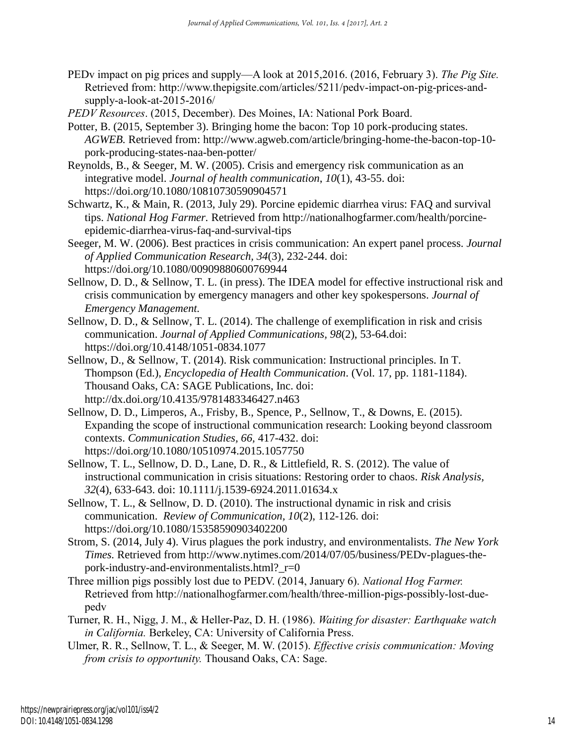PEDv impact on pig prices and supply—A look at 2015,2016. (2016, February 3). *The Pig Site.* Retrieved from: http://www.thepigsite.com/articles/5211/pedv-impact-on-pig-prices-and-supply-a-look-at-2015-2016/

*PEDV Resources*. (2015, December). Des Moines, IA: National Pork Board.

Potter, B. (2015, September 3). Bringing home the bacon: Top 10 pork-producing states. *AGWEB.* Retrieved from: http://www.agweb.com/article/bringing-home-the-bacon-top-10-pork-producing-states-naa-ben-potter/

Reynolds, B., & Seeger, M. W. (2005). Crisis and emergency risk communication as an integrative model. *Journal of health communication*, *10*(1), 43-55. doi: https://doi.org/10.1080/10810730590904571

Schwartz, K., & Main, R. (2013, July 29). Porcine epidemic diarrhea virus: FAQ and survival tips. *National Hog Farmer.* Retrieved from http://nationalhogfarmer.com/health/porcine-epidemic-diarrhea-virus-faq-and-survival-tips

Seeger, M. W. (2006). Best practices in crisis communication: An expert panel process. *Journal of Applied Communication Research, 34*(3), 232-244. doi: https://doi.org/10.1080/00909880600769944

Sellnow, D. D., & Sellnow, T. L. (in press). The IDEA model for effective instructional risk and crisis communication by emergency managers and other key spokespersons. *Journal of Emergency Management.*

Sellnow, D. D., & Sellnow, T. L. (2014). The challenge of exemplification in risk and crisis communication. *Journal of Applied Communications, 98*(2), 53-64.doi: https://doi.org/10.4148/1051-0834.1077

Sellnow, D., & Sellnow, T. (2014). Risk communication: Instructional principles. In T. Thompson (Ed.), *Encyclopedia of Health Communication*. (Vol. 17, pp. 1181-1184). Thousand Oaks, CA: SAGE Publications, Inc. doi: http://dx.doi.org/10.4135/9781483346427.n463

Sellnow, D. D., Limperos, A., Frisby, B., Spence, P., Sellnow, T., & Downs, E. (2015). Expanding the scope of instructional communication research: Looking beyond classroom contexts. *Communication Studies, 66,* 417-432. doi: https://doi.org/10.1080/10510974.2015.1057750

Sellnow, T. L., Sellnow, D. D., Lane, D. R., & Littlefield, R. S. (2012). The value of instructional communication in crisis situations: Restoring order to chaos. *Risk Analysis, 32*(4), 633-643. doi: 10.1111/j.1539-6924.2011.01634.x

Sellnow, T. L., & Sellnow, D. D. (2010). The instructional dynamic in risk and crisis communication. *Review of Communication*, *10*(2), 112-126. doi: https://doi.org/10.1080/15358590903402200

Strom, S. (2014, July 4). Virus plagues the pork industry, and environmentalists. *The New York Times.* Retrieved from http://www.nytimes.com/2014/07/05/business/PEDv-plagues-the-pork-industry-and-environmentalists.html?_r=0

Three million pigs possibly lost due to PEDV. (2014, January 6). *National Hog Farmer.* Retrieved from http://nationalhogfarmer.com/health/three-million-pigs-possibly-lost-due-pedv

Turner, R. H., Nigg, J. M., & Heller-Paz, D. H. (1986). *Waiting for disaster: Earthquake watch in California.* Berkeley, CA: University of California Press.

Ulmer, R. R., Sellnow, T. L., & Seeger, M. W. (2015). *Effective crisis communication: Moving from crisis to opportunity.* Thousand Oaks, CA: Sage.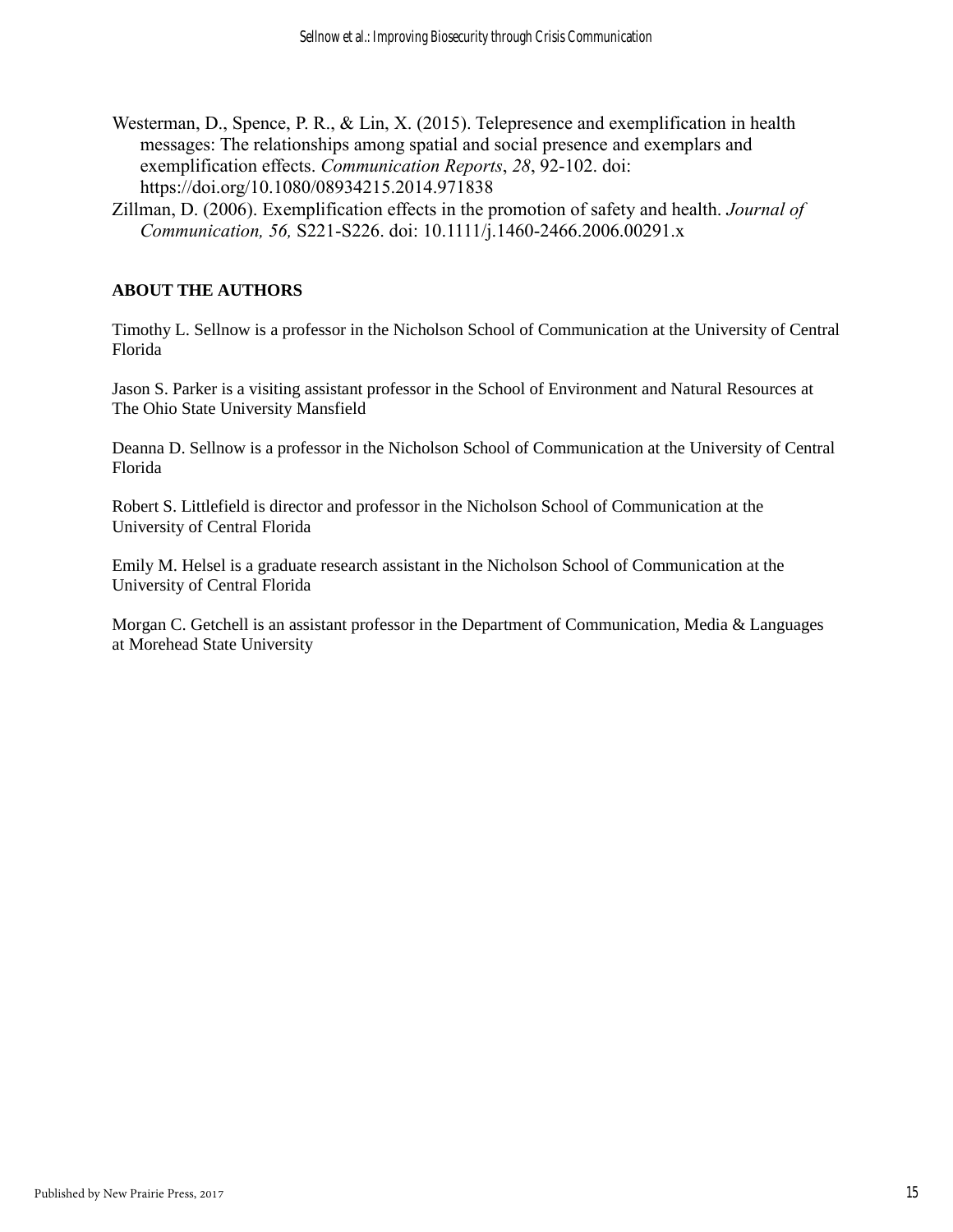Westerman, D., Spence, P. R., & Lin, X. (2015). Telepresence and exemplification in health messages: The relationships among spatial and social presence and exemplars and exemplification effects. *Communication Reports*, *28*, 92-102. doi: https://doi.org/10.1080/08934215.2014.971838

Zillman, D. (2006). Exemplification effects in the promotion of safety and health. *Journal of Communication, 56,* S221-S226. doi: 10.1111/j.1460-2466.2006.00291.x

## ABOUT THE AUTHORS

Timothy L. Sellnow is a professor in the Nicholson School of Communication at the University of Central Florida

Jason S. Parker is a visiting assistant professor in the School of Environment and Natural Resources at The Ohio State University Mansfield

Deanna D. Sellnow is a professor in the Nicholson School of Communication at the University of Central Florida

Robert S. Littlefield is director and professor in the Nicholson School of Communication at the University of Central Florida

Emily M. Helsel is a graduate research assistant in the Nicholson School of Communication at the University of Central Florida

Morgan C. Getchell is an assistant professor in the Department of Communication, Media & Languages at Morehead State University